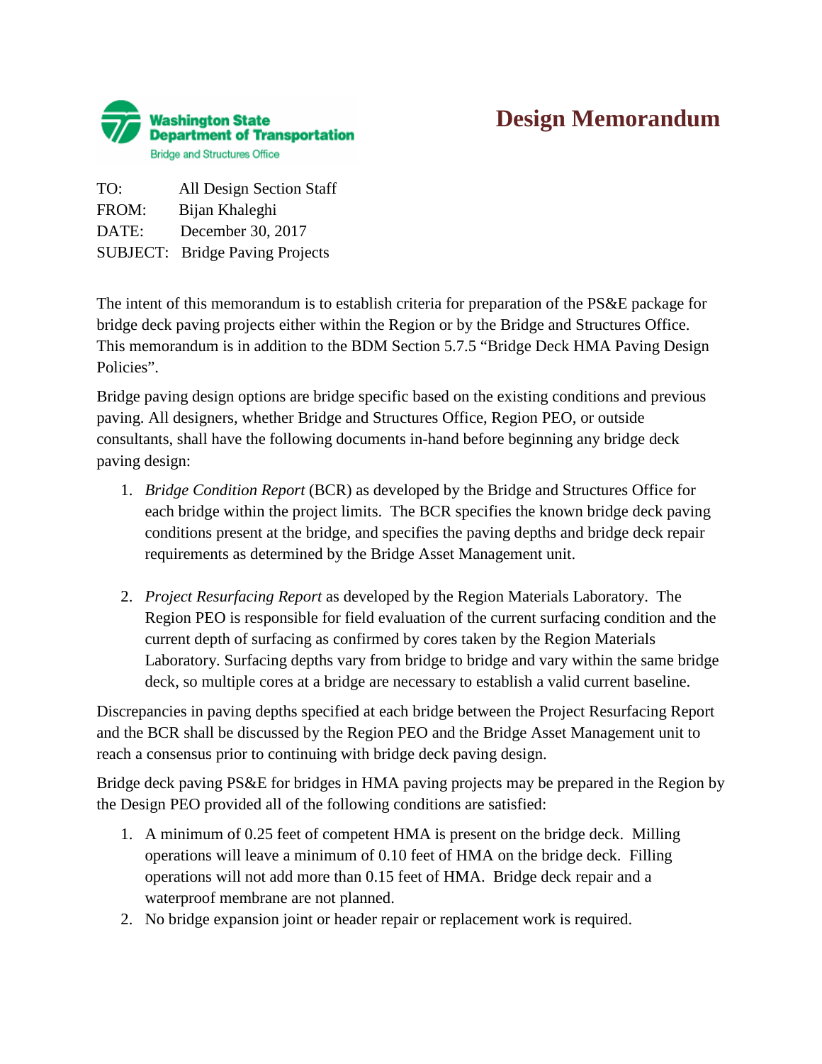Washington State Department of Transportation
Bridge and Structures Office

# Design Memorandum

TO: All Design Section Staff
FROM: Bijan Khaleghi
DATE: December 30, 2017
SUBJECT: Bridge Paving Projects

The intent of this memorandum is to establish criteria for preparation of the PS&E package for bridge deck paving projects either within the Region or by the Bridge and Structures Office. This memorandum is in addition to the BDM Section 5.7.5 "Bridge Deck HMA Paving Design Policies".

Bridge paving design options are bridge specific based on the existing conditions and previous paving. All designers, whether Bridge and Structures Office, Region PEO, or outside consultants, shall have the following documents in-hand before beginning any bridge deck paving design:

1. *Bridge Condition Report* (BCR) as developed by the Bridge and Structures Office for each bridge within the project limits. The BCR specifies the known bridge deck paving conditions present at the bridge, and specifies the paving depths and bridge deck repair requirements as determined by the Bridge Asset Management unit.

2. *Project Resurfacing Report* as developed by the Region Materials Laboratory. The Region PEO is responsible for field evaluation of the current surfacing condition and the current depth of surfacing as confirmed by cores taken by the Region Materials Laboratory. Surfacing depths vary from bridge to bridge and vary within the same bridge deck, so multiple cores at a bridge are necessary to establish a valid current baseline.

Discrepancies in paving depths specified at each bridge between the Project Resurfacing Report and the BCR shall be discussed by the Region PEO and the Bridge Asset Management unit to reach a consensus prior to continuing with bridge deck paving design.

Bridge deck paving PS&E for bridges in HMA paving projects may be prepared in the Region by the Design PEO provided all of the following conditions are satisfied:

1. A minimum of 0.25 feet of competent HMA is present on the bridge deck. Milling operations will leave a minimum of 0.10 feet of HMA on the bridge deck. Filling operations will not add more than 0.15 feet of HMA. Bridge deck repair and a waterproof membrane are not planned.
2. No bridge expansion joint or header repair or replacement work is required.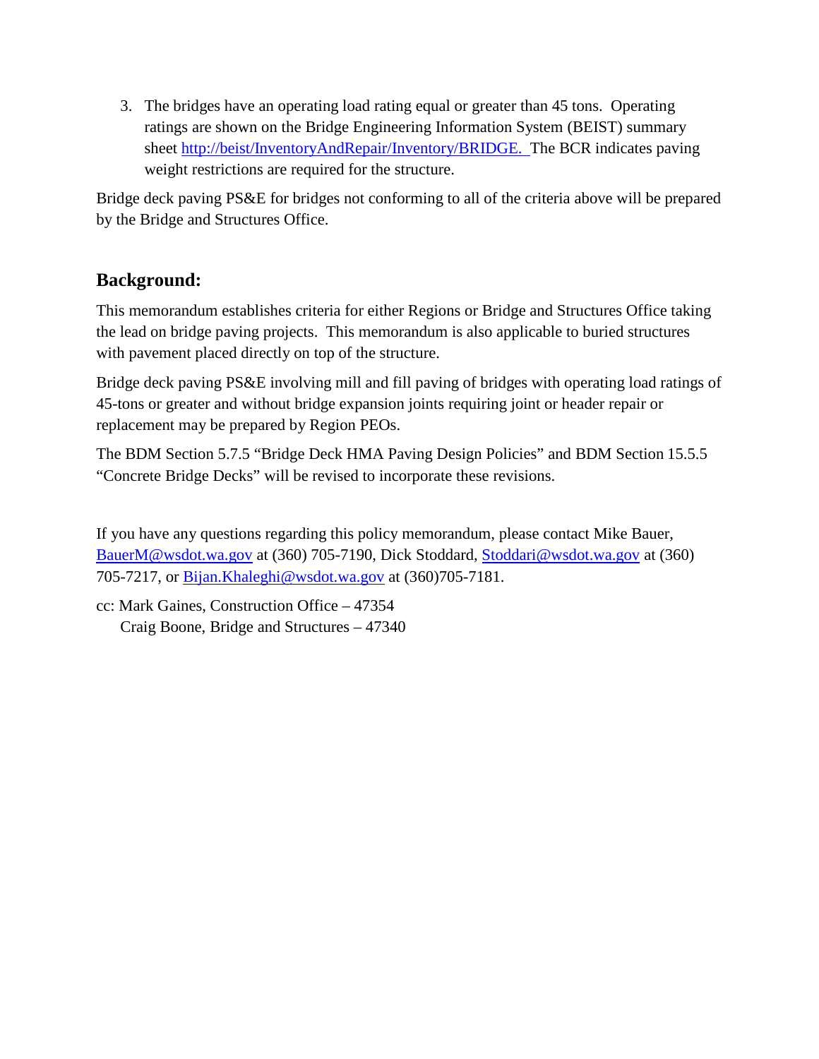3. The bridges have an operating load rating equal or greater than 45 tons. Operating ratings are shown on the Bridge Engineering Information System (BEIST) summary sheet http://beist/InventoryAndRepair/Inventory/BRIDGE. The BCR indicates paving weight restrictions are required for the structure.

Bridge deck paving PS&E for bridges not conforming to all of the criteria above will be prepared by the Bridge and Structures Office.

## Background:

This memorandum establishes criteria for either Regions or Bridge and Structures Office taking the lead on bridge paving projects. This memorandum is also applicable to buried structures with pavement placed directly on top of the structure.

Bridge deck paving PS&E involving mill and fill paving of bridges with operating load ratings of 45-tons or greater and without bridge expansion joints requiring joint or header repair or replacement may be prepared by Region PEOs.

The BDM Section 5.7.5 "Bridge Deck HMA Paving Design Policies" and BDM Section 15.5.5 "Concrete Bridge Decks" will be revised to incorporate these revisions.

If you have any questions regarding this policy memorandum, please contact Mike Bauer, BauerM@wsdot.wa.gov at (360) 705-7190, Dick Stoddard, Stoddari@wsdot.wa.gov at (360) 705-7217, or Bijan.Khaleghi@wsdot.wa.gov at (360)705-7181.

cc: Mark Gaines, Construction Office – 47354
Craig Boone, Bridge and Structures – 47340